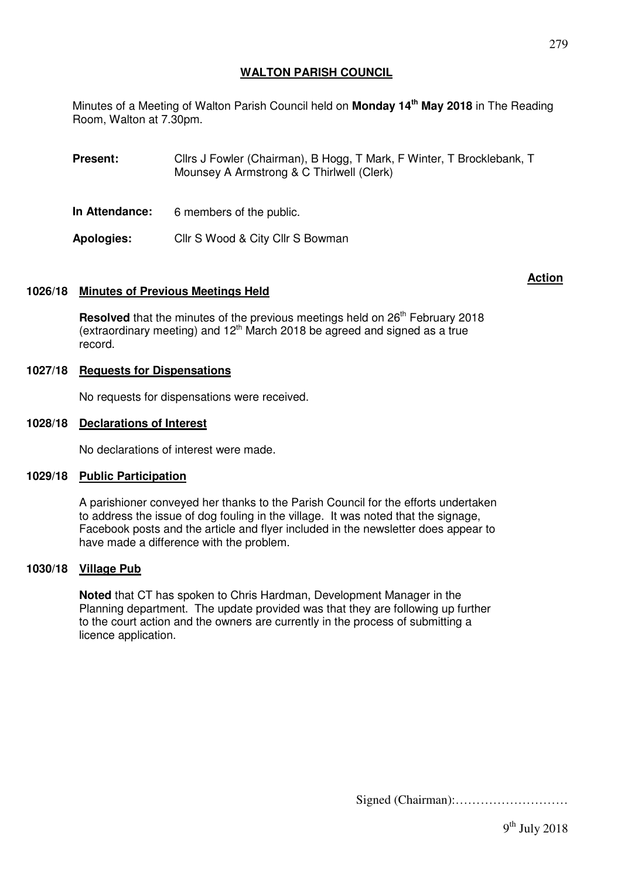**WALTON PARISH COUNCIL**

Minutes of a Meeting of Walton Parish Council held on **Monday 14th May 2018** in The Reading Room, Walton at 7.30pm.

**Present:** Cllrs J Fowler (Chairman), B Hogg, T Mark, F Winter, T Brocklebank, T Mounsey A Armstrong & C Thirlwell (Clerk)

**In Attendance:** 6 members of the public.

**Apologies:** Cllr S Wood & City Cllr S Bowman

**Action**

**1026/18 Minutes of Previous Meetings Held**

**Resolved** that the minutes of the previous meetings held on 26th February 2018 (extraordinary meeting) and 12th March 2018 be agreed and signed as a true record.

**1027/18 Requests for Dispensations**

No requests for dispensations were received.

**1028/18 Declarations of Interest**

No declarations of interest were made.

**1029/18 Public Participation**

A parishioner conveyed her thanks to the Parish Council for the efforts undertaken to address the issue of dog fouling in the village. It was noted that the signage, Facebook posts and the article and flyer included in the newsletter does appear to have made a difference with the problem.

**1030/18 Village Pub**

**Noted** that CT has spoken to Chris Hardman, Development Manager in the Planning department. The update provided was that they are following up further to the court action and the owners are currently in the process of submitting a licence application.

Signed (Chairman):………………………

9th July 2018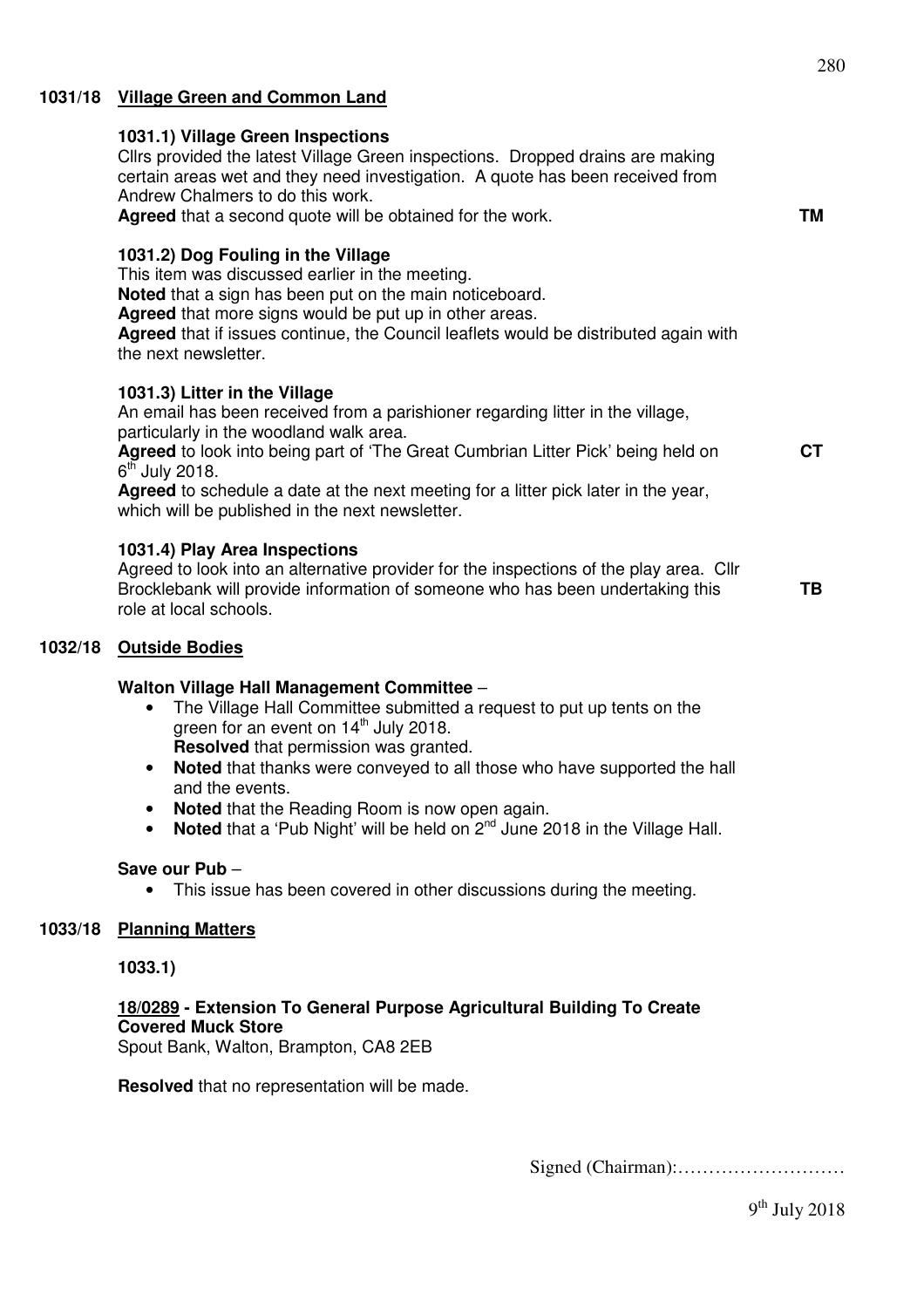## 1031/18 Village Green and Common Land

### 1031.1) Village Green Inspections

Cllrs provided the latest Village Green inspections. Dropped drains are making certain areas wet and they need investigation. A quote has been received from Andrew Chalmers to do this work.

**Agreed** that a second quote will be obtained for the work. **TM**

### 1031.2) Dog Fouling in the Village

This item was discussed earlier in the meeting.

**Noted** that a sign has been put on the main noticeboard.

**Agreed** that more signs would be put up in other areas.

**Agreed** that if issues continue, the Council leaflets would be distributed again with the next newsletter.

### 1031.3) Litter in the Village

An email has been received from a parishioner regarding litter in the village, particularly in the woodland walk area.

**Agreed** to look into being part of 'The Great Cumbrian Litter Pick' being held on 6th July 2018. **CT**

**Agreed** to schedule a date at the next meeting for a litter pick later in the year, which will be published in the next newsletter.

### 1031.4) Play Area Inspections

Agreed to look into an alternative provider for the inspections of the play area. Cllr Brocklebank will provide information of someone who has been undertaking this role at local schools. **TB**

## 1032/18 Outside Bodies

**Walton Village Hall Management Committee** –

- The Village Hall Committee submitted a request to put up tents on the green for an event on 14th July 2018.
  **Resolved** that permission was granted.
- **Noted** that thanks were conveyed to all those who have supported the hall and the events.
- **Noted** that the Reading Room is now open again.
- **Noted** that a 'Pub Night' will be held on 2nd June 2018 in the Village Hall.

**Save our Pub** –

- This issue has been covered in other discussions during the meeting.

## 1033/18 Planning Matters

**1033.1)**

**18/0289 - Extension To General Purpose Agricultural Building To Create Covered Muck Store**
Spout Bank, Walton, Brampton, CA8 2EB

**Resolved** that no representation will be made.

Signed (Chairman):………………………

9th July 2018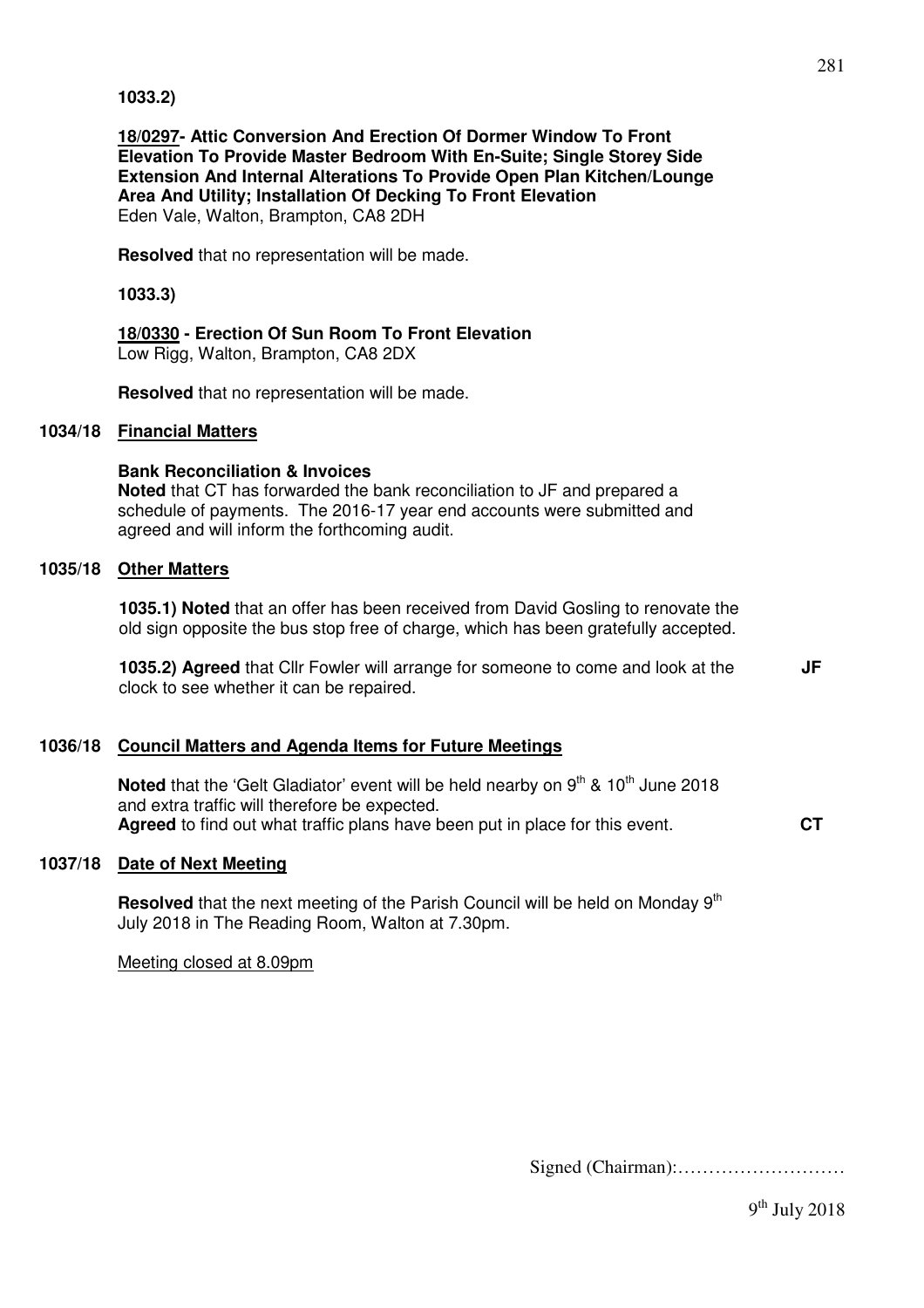**1033.2)**

**<u>18/0297</u>- Attic Conversion And Erection Of Dormer Window To Front Elevation To Provide Master Bedroom With En-Suite; Single Storey Side Extension And Internal Alterations To Provide Open Plan Kitchen/Lounge Area And Utility; Installation Of Decking To Front Elevation**
Eden Vale, Walton, Brampton, CA8 2DH

**Resolved** that no representation will be made.

**1033.3)**

**<u>18/0330</u> - Erection Of Sun Room To Front Elevation**
Low Rigg, Walton, Brampton, CA8 2DX

**Resolved** that no representation will be made.

**1034/18 <u>Financial Matters</u>**

**Bank Reconciliation & Invoices**
**Noted** that CT has forwarded the bank reconciliation to JF and prepared a schedule of payments. The 2016-17 year end accounts were submitted and agreed and will inform the forthcoming audit.

**1035/18 <u>Other Matters</u>**

**1035.1) Noted** that an offer has been received from David Gosling to renovate the old sign opposite the bus stop free of charge, which has been gratefully accepted.

**1035.2) Agreed** that Cllr Fowler will arrange for someone to come and look at the clock to see whether it can be repaired. **JF**

**1036/18 <u>Council Matters and Agenda Items for Future Meetings</u>**

**Noted** that the 'Gelt Gladiator' event will be held nearby on 9th & 10th June 2018 and extra traffic will therefore be expected.
**Agreed** to find out what traffic plans have been put in place for this event. **CT**

**1037/18 <u>Date of Next Meeting</u>**

**Resolved** that the next meeting of the Parish Council will be held on Monday 9th July 2018 in The Reading Room, Walton at 7.30pm.

<u>Meeting closed at 8.09pm</u>

Signed (Chairman):………………………

9th July 2018